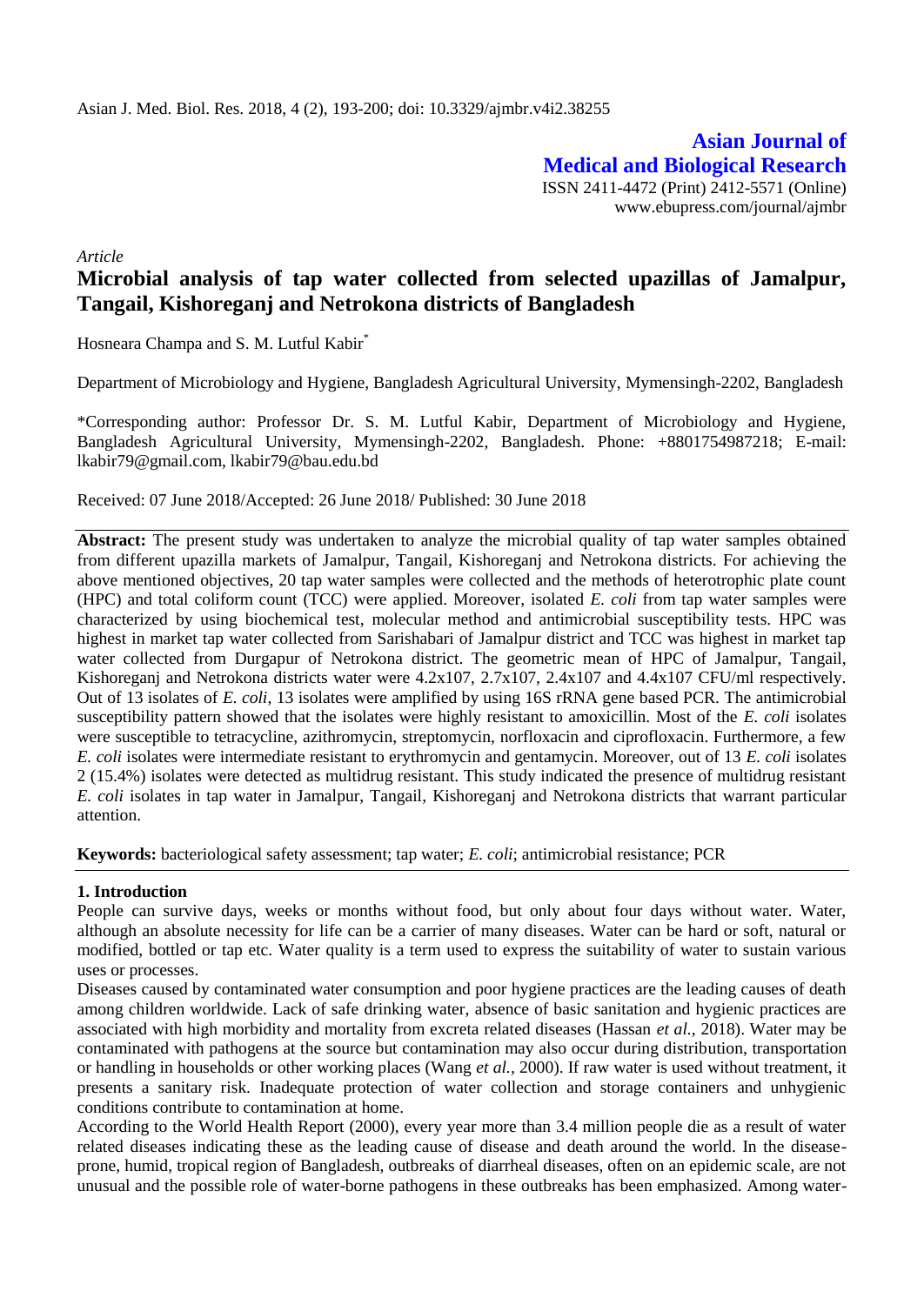Asian J. Med. Biol. Res. 2018, 4 (2), 193-200; doi: 10.3329/ajmbr.v4i2.38255

**Asian Journal of Medical and Biological Research**

ISSN 2411-4472 (Print) 2412-5571 (Online)
www.ebupress.com/journal/ajmbr

*Article*

# Microbial analysis of tap water collected from selected upazillas of Jamalpur, Tangail, Kishoreganj and Netrokona districts of Bangladesh

Hosneara Champa and S. M. Lutful Kabir*

Department of Microbiology and Hygiene, Bangladesh Agricultural University, Mymensingh-2202, Bangladesh

*Corresponding author: Professor Dr. S. M. Lutful Kabir, Department of Microbiology and Hygiene, Bangladesh Agricultural University, Mymensingh-2202, Bangladesh. Phone: +8801754987218; E-mail: lkabir79@gmail.com, lkabir79@bau.edu.bd

Received: 07 June 2018/Accepted: 26 June 2018/ Published: 30 June 2018

**Abstract:** The present study was undertaken to analyze the microbial quality of tap water samples obtained from different upazilla markets of Jamalpur, Tangail, Kishoreganj and Netrokona districts. For achieving the above mentioned objectives, 20 tap water samples were collected and the methods of heterotrophic plate count (HPC) and total coliform count (TCC) were applied. Moreover, isolated *E. coli* from tap water samples were characterized by using biochemical test, molecular method and antimicrobial susceptibility tests. HPC was highest in market tap water collected from Sarishabari of Jamalpur district and TCC was highest in market tap water collected from Durgapur of Netrokona district. The geometric mean of HPC of Jamalpur, Tangail, Kishoreganj and Netrokona districts water were 4.2x107, 2.7x107, 2.4x107 and 4.4x107 CFU/ml respectively. Out of 13 isolates of *E. coli*, 13 isolates were amplified by using 16S rRNA gene based PCR. The antimicrobial susceptibility pattern showed that the isolates were highly resistant to amoxicillin. Most of the *E. coli* isolates were susceptible to tetracycline, azithromycin, streptomycin, norfloxacin and ciprofloxacin. Furthermore, a few *E. coli* isolates were intermediate resistant to erythromycin and gentamycin. Moreover, out of 13 *E. coli* isolates 2 (15.4%) isolates were detected as multidrug resistant. This study indicated the presence of multidrug resistant *E. coli* isolates in tap water in Jamalpur, Tangail, Kishoreganj and Netrokona districts that warrant particular attention.

**Keywords:** bacteriological safety assessment; tap water; *E. coli*; antimicrobial resistance; PCR

## 1. Introduction

People can survive days, weeks or months without food, but only about four days without water. Water, although an absolute necessity for life can be a carrier of many diseases. Water can be hard or soft, natural or modified, bottled or tap etc. Water quality is a term used to express the suitability of water to sustain various uses or processes.

Diseases caused by contaminated water consumption and poor hygiene practices are the leading causes of death among children worldwide. Lack of safe drinking water, absence of basic sanitation and hygienic practices are associated with high morbidity and mortality from excreta related diseases (Hassan *et al.,* 2018). Water may be contaminated with pathogens at the source but contamination may also occur during distribution, transportation or handling in households or other working places (Wang *et al.,* 2000). If raw water is used without treatment, it presents a sanitary risk. Inadequate protection of water collection and storage containers and unhygienic conditions contribute to contamination at home.

According to the World Health Report (2000), every year more than 3.4 million people die as a result of water related diseases indicating these as the leading cause of disease and death around the world. In the disease-prone, humid, tropical region of Bangladesh, outbreaks of diarrheal diseases, often on an epidemic scale, are not unusual and the possible role of water-borne pathogens in these outbreaks has been emphasized. Among water-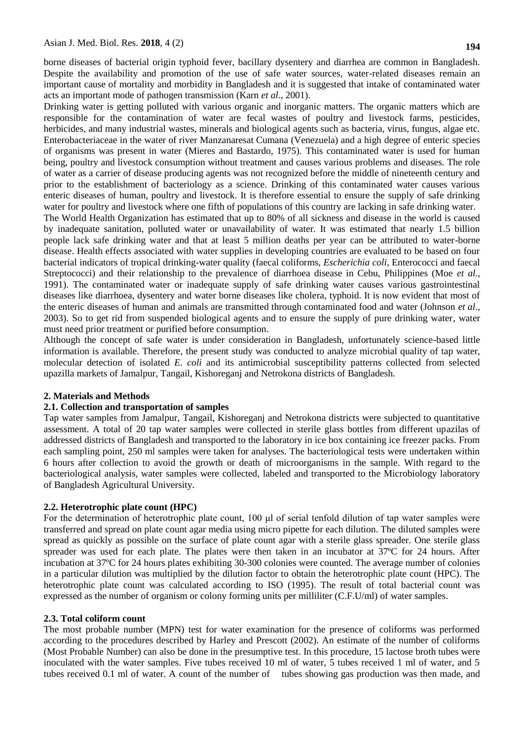borne diseases of bacterial origin typhoid fever, bacillary dysentery and diarrhea are common in Bangladesh. Despite the availability and promotion of the use of safe water sources, water-related diseases remain an important cause of mortality and morbidity in Bangladesh and it is suggested that intake of contaminated water acts an important mode of pathogen transmission (Karn *et al*., 2001).

Drinking water is getting polluted with various organic and inorganic matters. The organic matters which are responsible for the contamination of water are fecal wastes of poultry and livestock farms, pesticides, herbicides, and many industrial wastes, minerals and biological agents such as bacteria, virus, fungus, algae etc. Enterobacteriaceae in the water of river Manzanaresat Cumana (Venezuela) and a high degree of enteric species of organisms was present in water (Mieres and Bastardo, 1975). This contaminated water is used for human being, poultry and livestock consumption without treatment and causes various problems and diseases. The role of water as a carrier of disease producing agents was not recognized before the middle of nineteenth century and prior to the establishment of bacteriology as a science. Drinking of this contaminated water causes various enteric diseases of human, poultry and livestock. It is therefore essential to ensure the supply of safe drinking water for poultry and livestock where one fifth of populations of this country are lacking in safe drinking water.

The World Health Organization has estimated that up to 80% of all sickness and disease in the world is caused by inadequate sanitation, polluted water or unavailability of water. It was estimated that nearly 1.5 billion people lack safe drinking water and that at least 5 million deaths per year can be attributed to water-borne disease. Health effects associated with water supplies in developing countries are evaluated to be based on four bacterial indicators of tropical drinking-water quality (faecal coliforms, *Escherichia coli*, Enterococci and faecal Streptococci) and their relationship to the prevalence of diarrhoea disease in Cebu, Philippines (Moe *et al*., 1991). The contaminated water or inadequate supply of safe drinking water causes various gastrointestinal diseases like diarrhoea, dysentery and water borne diseases like cholera, typhoid. It is now evident that most of the enteric diseases of human and animals are transmitted through contaminated food and water (Johnson *et al*., 2003). So to get rid from suspended biological agents and to ensure the supply of pure drinking water, water must need prior treatment or purified before consumption.

Although the concept of safe water is under consideration in Bangladesh, unfortunately science-based little information is available. Therefore, the present study was conducted to analyze microbial quality of tap water, molecular detection of isolated *E. coli* and its antimicrobial susceptibility patterns collected from selected upazilla markets of Jamalpur, Tangail, Kishoreganj and Netrokona districts of Bangladesh.

## 2. Materials and Methods

### 2.1. Collection and transportation of samples

Tap water samples from Jamalpur, Tangail, Kishoreganj and Netrokona districts were subjected to quantitative assessment. A total of 20 tap water samples were collected in sterile glass bottles from different upazilas of addressed districts of Bangladesh and transported to the laboratory in ice box containing ice freezer packs. From each sampling point, 250 ml samples were taken for analyses. The bacteriological tests were undertaken within 6 hours after collection to avoid the growth or death of microorganisms in the sample. With regard to the bacteriological analysis, water samples were collected, labeled and transported to the Microbiology laboratory of Bangladesh Agricultural University.

### 2.2. Heterotrophic plate count (HPC)

For the determination of heterotrophic plate count, 100 μl of serial tenfold dilution of tap water samples were transferred and spread on plate count agar media using micro pipette for each dilution. The diluted samples were spread as quickly as possible on the surface of plate count agar with a sterile glass spreader. One sterile glass spreader was used for each plate. The plates were then taken in an incubator at 37ºC for 24 hours. After incubation at 37ºC for 24 hours plates exhibiting 30-300 colonies were counted. The average number of colonies in a particular dilution was multiplied by the dilution factor to obtain the heterotrophic plate count (HPC). The heterotrophic plate count was calculated according to ISO (1995). The result of total bacterial count was expressed as the number of organism or colony forming units per milliliter (C.F.U/ml) of water samples.

### 2.3. Total coliform count

The most probable number (MPN) test for water examination for the presence of coliforms was performed according to the procedures described by Harley and Prescott (2002). An estimate of the number of coliforms (Most Probable Number) can also be done in the presumptive test. In this procedure, 15 lactose broth tubes were inoculated with the water samples. Five tubes received 10 ml of water, 5 tubes received 1 ml of water, and 5 tubes received 0.1 ml of water. A count of the number of tubes showing gas production was then made, and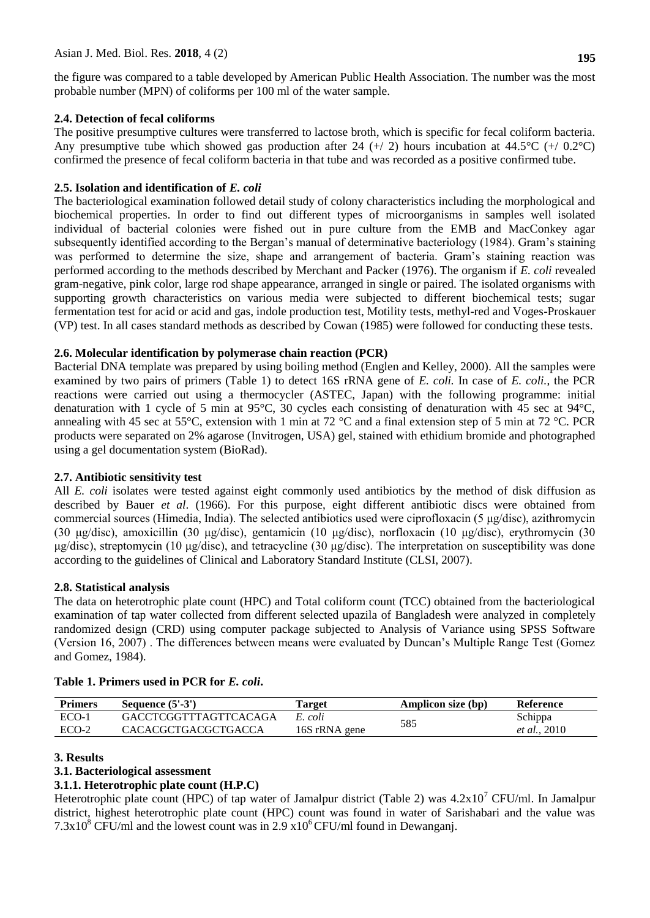the figure was compared to a table developed by American Public Health Association. The number was the most probable number (MPN) of coliforms per 100 ml of the water sample.

### 2.4. Detection of fecal coliforms

The positive presumptive cultures were transferred to lactose broth, which is specific for fecal coliform bacteria. Any presumptive tube which showed gas production after 24 (+/ 2) hours incubation at 44.5°C (+/ 0.2°C) confirmed the presence of fecal coliform bacteria in that tube and was recorded as a positive confirmed tube.

### 2.5. Isolation and identification of *E. coli*

The bacteriological examination followed detail study of colony characteristics including the morphological and biochemical properties. In order to find out different types of microorganisms in samples well isolated individual of bacterial colonies were fished out in pure culture from the EMB and MacConkey agar subsequently identified according to the Bergan's manual of determinative bacteriology (1984). Gram's staining was performed to determine the size, shape and arrangement of bacteria. Gram's staining reaction was performed according to the methods described by Merchant and Packer (1976). The organism if *E. coli* revealed gram-negative, pink color, large rod shape appearance, arranged in single or paired. The isolated organisms with supporting growth characteristics on various media were subjected to different biochemical tests; sugar fermentation test for acid or acid and gas, indole production test, Motility tests, methyl-red and Voges-Proskauer (VP) test. In all cases standard methods as described by Cowan (1985) were followed for conducting these tests.

### 2.6. Molecular identification by polymerase chain reaction (PCR)

Bacterial DNA template was prepared by using boiling method (Englen and Kelley, 2000). All the samples were examined by two pairs of primers (Table 1) to detect 16S rRNA gene of *E. coli.* In case of *E. coli.*, the PCR reactions were carried out using a thermocycler (ASTEC, Japan) with the following programme: initial denaturation with 1 cycle of 5 min at 95°C, 30 cycles each consisting of denaturation with 45 sec at 94°C, annealing with 45 sec at 55°C, extension with 1 min at 72 °C and a final extension step of 5 min at 72 °C. PCR products were separated on 2% agarose (Invitrogen, USA) gel, stained with ethidium bromide and photographed using a gel documentation system (BioRad).

### 2.7. Antibiotic sensitivity test

All *E. coli* isolates were tested against eight commonly used antibiotics by the method of disk diffusion as described by Bauer *et al*. (1966). For this purpose, eight different antibiotic discs were obtained from commercial sources (Himedia, India). The selected antibiotics used were ciprofloxacin (5 μg/disc), azithromycin (30 μg/disc), amoxicillin (30 μg/disc), gentamicin (10 μg/disc), norfloxacin (10 μg/disc), erythromycin (30 μg/disc), streptomycin (10 μg/disc), and tetracycline (30 μg/disc). The interpretation on susceptibility was done according to the guidelines of Clinical and Laboratory Standard Institute (CLSI, 2007).

### 2.8. Statistical analysis

The data on heterotrophic plate count (HPC) and Total coliform count (TCC) obtained from the bacteriological examination of tap water collected from different selected upazila of Bangladesh were analyzed in completely randomized design (CRD) using computer package subjected to Analysis of Variance using SPSS Software (Version 16, 2007) . The differences between means were evaluated by Duncan's Multiple Range Test (Gomez and Gomez, 1984).

**Table 1. Primers used in PCR for *E. coli*.**

| Primers | Sequence (5'-3') | Target | Amplicon size (bp) | Reference |
|---|---|---|---|---|
| ECO-1 | GACCTCGGTTTAGTTCACAGA | *E. coli* | 585 | Schippa |
| ECO-2 | CACACGCTGACGCTGACCA | 16S rRNA gene | | *et al.*, 2010 |

## 3. Results

### 3.1. Bacteriological assessment

#### 3.1.1. Heterotrophic plate count (H.P.C)

Heterotrophic plate count (HPC) of tap water of Jamalpur district (Table 2) was $4.2x10^7$ CFU/ml. In Jamalpur district, highest heterotrophic plate count (HPC) count was found in water of Sarishabari and the value was $7.3x10^8$ CFU/ml and the lowest count was in $2.9\ x10^6$ CFU/ml found in Dewanganj.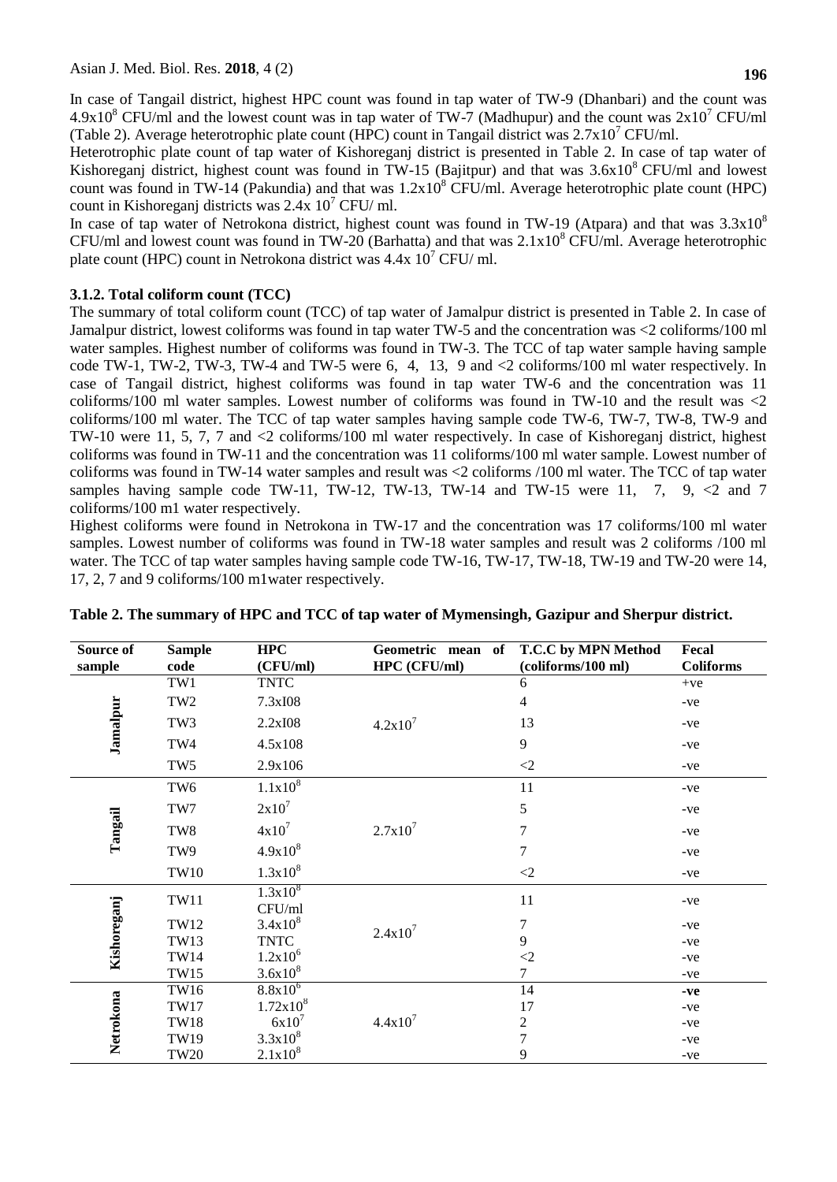In case of Tangail district, highest HPC count was found in tap water of TW-9 (Dhanbari) and the count was $4.9x10^8$ CFU/ml and the lowest count was in tap water of TW-7 (Madhupur) and the count was $2x10^7$ CFU/ml (Table 2). Average heterotrophic plate count (HPC) count in Tangail district was $2.7x10^7$ CFU/ml.

Heterotrophic plate count of tap water of Kishoreganj district is presented in Table 2. In case of tap water of Kishoreganj district, highest count was found in TW-15 (Bajitpur) and that was $3.6x10^8$ CFU/ml and lowest count was found in TW-14 (Pakundia) and that was $1.2x10^8$ CFU/ml. Average heterotrophic plate count (HPC) count in Kishoreganj districts was $2.4x\ 10^7$ CFU/ ml.

In case of tap water of Netrokona district, highest count was found in TW-19 (Atpara) and that was $3.3x10^8$ CFU/ml and lowest count was found in TW-20 (Barhatta) and that was $2.1x10^8$ CFU/ml. Average heterotrophic plate count (HPC) count in Netrokona district was $4.4x\ 10^7$ CFU/ ml.

### 3.1.2. Total coliform count (TCC)

The summary of total coliform count (TCC) of tap water of Jamalpur district is presented in Table 2. In case of Jamalpur district, lowest coliforms was found in tap water TW-5 and the concentration was <2 coliforms/100 ml water samples. Highest number of coliforms was found in TW-3. The TCC of tap water sample having sample code TW-1, TW-2, TW-3, TW-4 and TW-5 were 6, 4, 13, 9 and <2 coliforms/100 ml water respectively. In case of Tangail district, highest coliforms was found in tap water TW-6 and the concentration was 11 coliforms/100 ml water samples. Lowest number of coliforms was found in TW-10 and the result was <2 coliforms/100 ml water. The TCC of tap water samples having sample code TW-6, TW-7, TW-8, TW-9 and TW-10 were 11, 5, 7, 7 and <2 coliforms/100 ml water respectively. In case of Kishoreganj district, highest coliforms was found in TW-11 and the concentration was 11 coliforms/100 ml water sample. Lowest number of coliforms was found in TW-14 water samples and result was <2 coliforms /100 ml water. The TCC of tap water samples having sample code TW-11, TW-12, TW-13, TW-14 and TW-15 were 11, 7, 9, <2 and 7 coliforms/100 m1 water respectively.

Highest coliforms were found in Netrokona in TW-17 and the concentration was 17 coliforms/100 ml water samples. Lowest number of coliforms was found in TW-18 water samples and result was 2 coliforms /100 ml water. The TCC of tap water samples having sample code TW-16, TW-17, TW-18, TW-19 and TW-20 were 14, 17, 2, 7 and 9 coliforms/100 m1water respectively.

**Table 2. The summary of HPC and TCC of tap water of Mymensingh, Gazipur and Sherpur district.**

| Source of sample | Sample code | HPC (CFU/ml) | Geometric mean of HPC (CFU/ml) | T.C.C by MPN Method (coliforms/100 ml) | Fecal Coliforms |
|---|---|---|---|---|---|
| Jamalpur | TW1 | TNTC | $4.2x10^7$ | 6 | +ve |
| | TW2 | 7.3xI08 | | 4 | -ve |
| | TW3 | 2.2xI08 | | 13 | -ve |
| | TW4 | 4.5x108 | | 9 | -ve |
| | TW5 | 2.9x106 | | <2 | -ve |
| Tangail | TW6 | $1.1x10^8$ | $2.7x10^7$ | 11 | -ve |
| | TW7 | $2x10^7$ | | 5 | -ve |
| | TW8 | $4x10^7$ | | 7 | -ve |
| | TW9 | $4.9x10^8$ | | 7 | -ve |
| | TW10 | $1.3x10^8$ | | <2 | -ve |
| Kishoreganj | TW11 | $1.3x10^8$ CFU/ml | $2.4x10^7$ | 11 | -ve |
| | TW12 | $3.4x10^8$ | | 7 | -ve |
| | TW13 | TNTC | | 9 | -ve |
| | TW14 | $1.2x10^6$ | | <2 | -ve |
| | TW15 | $3.6x10^8$ | | 7 | -ve |
| Netrokona | TW16 | $8.8x10^6$ | $4.4x10^7$ | 14 | **-ve** |
| | TW17 | $1.72x10^8$ | | 17 | -ve |
| | TW18 | $6x10^7$ | | 2 | -ve |
| | TW19 | $3.3x10^8$ | | 7 | -ve |
| | TW20 | $2.1x10^8$ | | 9 | -ve |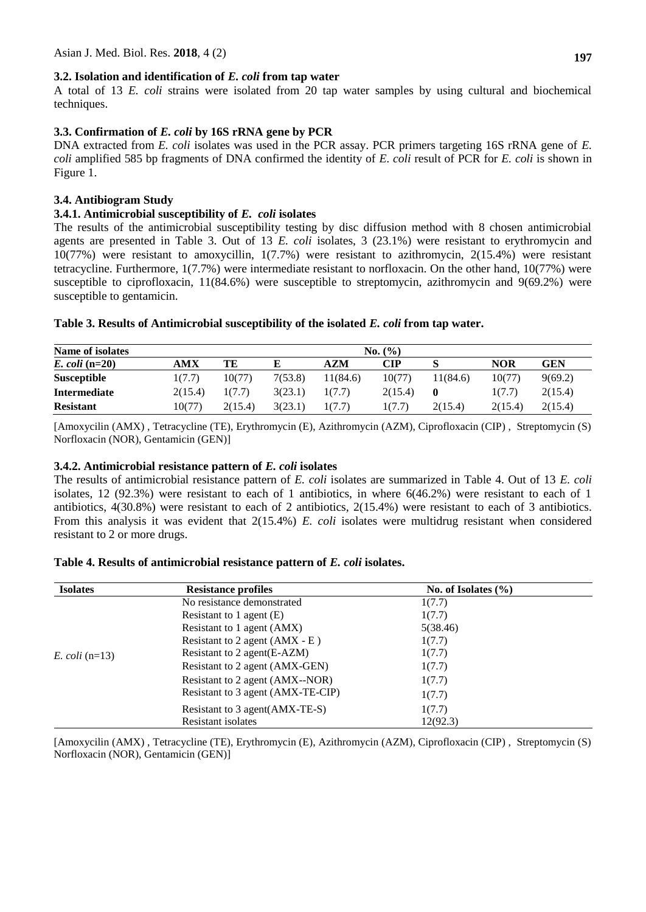### 3.2. Isolation and identification of *E. coli* from tap water

A total of 13 *E. coli* strains were isolated from 20 tap water samples by using cultural and biochemical techniques.

### 3.3. Confirmation of *E. coli* by 16S rRNA gene by PCR

DNA extracted from *E. coli* isolates was used in the PCR assay. PCR primers targeting 16S rRNA gene of *E. coli* amplified 585 bp fragments of DNA confirmed the identity of *E. coli* result of PCR for *E. coli* is shown in Figure 1.

### 3.4. Antibiogram Study

#### 3.4.1. Antimicrobial susceptibility of *E. coli* isolates

The results of the antimicrobial susceptibility testing by disc diffusion method with 8 chosen antimicrobial agents are presented in Table 3. Out of 13 *E. coli* isolates, 3 (23.1%) were resistant to erythromycin and 10(77%) were resistant to amoxycillin, 1(7.7%) were resistant to azithromycin, 2(15.4%) were resistant tetracycline. Furthermore, 1(7.7%) were intermediate resistant to norfloxacin. On the other hand, 10(77%) were susceptible to ciprofloxacin, 11(84.6%) were susceptible to streptomycin, azithromycin and 9(69.2%) were susceptible to gentamicin.

**Table 3. Results of Antimicrobial susceptibility of the isolated *E. coli* from tap water.**

| Name of isolates | No. (%) | | | | | | | |
|---|---|---|---|---|---|---|---|---|
| ***E. coli* (n=20)** | **AMX** | **TE** | **E** | **AZM** | **CIP** | **S** | **NOR** | **GEN** |
| **Susceptible** | 1(7.7) | 10(77) | 7(53.8) | 11(84.6) | 10(77) | 11(84.6) | 10(77) | 9(69.2) |
| **Intermediate** | 2(15.4) | 1(7.7) | 3(23.1) | 1(7.7) | 2(15.4) | **0** | 1(7.7) | 2(15.4) |
| **Resistant** | 10(77) | 2(15.4) | 3(23.1) | 1(7.7) | 1(7.7) | 2(15.4) | 2(15.4) | 2(15.4) |

[Amoxycilin (AMX) , Tetracycline (TE), Erythromycin (E), Azithromycin (AZM), Ciprofloxacin (CIP) , Streptomycin (S) Norfloxacin (NOR), Gentamicin (GEN)]

#### 3.4.2. Antimicrobial resistance pattern of *E. coli* isolates

The results of antimicrobial resistance pattern of *E. coli* isolates are summarized in Table 4. Out of 13 *E. coli* isolates, 12 (92.3%) were resistant to each of 1 antibiotics, in where 6(46.2%) were resistant to each of 1 antibiotics, 4(30.8%) were resistant to each of 2 antibiotics, 2(15.4%) were resistant to each of 3 antibiotics. From this analysis it was evident that 2(15.4%) *E. coli* isolates were multidrug resistant when considered resistant to 2 or more drugs.

**Table 4. Results of antimicrobial resistance pattern of *E. coli* isolates.**

| Isolates | Resistance profiles | No. of Isolates (%) |
|---|---|---|
| *E. coli* (n=13) | No resistance demonstrated | 1(7.7) |
| | Resistant to 1 agent (E) | 1(7.7) |
| | Resistant to 1 agent (AMX) | 5(38.46) |
| | Resistant to 2 agent (AMX - E ) | 1(7.7) |
| | Resistant to 2 agent(E-AZM) | 1(7.7) |
| | Resistant to 2 agent (AMX-GEN) | 1(7.7) |
| | Resistant to 2 agent (AMX--NOR) | 1(7.7) |
| | Resistant to 3 agent (AMX-TE-CIP) | 1(7.7) |
| | Resistant to 3 agent(AMX-TE-S) | 1(7.7) |
| | Resistant isolates | 12(92.3) |

[Amoxycilin (AMX) , Tetracycline (TE), Erythromycin (E), Azithromycin (AZM), Ciprofloxacin (CIP) , Streptomycin (S) Norfloxacin (NOR), Gentamicin (GEN)]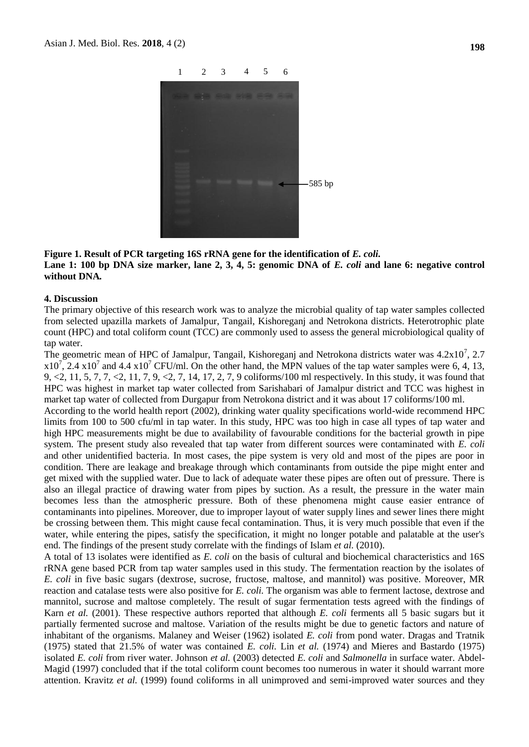**Figure 1. Result of PCR targeting 16S rRNA gene for the identification of *E. coli.***
**Lane 1: 100 bp DNA size marker, lane 2, 3, 4, 5: genomic DNA of *E. coli* and lane 6: negative control without DNA.**

## 4. Discussion

The primary objective of this research work was to analyze the microbial quality of tap water samples collected from selected upazilla markets of Jamalpur, Tangail, Kishoreganj and Netrokona districts. Heterotrophic plate count (HPC) and total coliform count (TCC) are commonly used to assess the general microbiological quality of tap water.

The geometric mean of HPC of Jamalpur, Tangail, Kishoreganj and Netrokona districts water was $4.2x10^7$, $2.7 x10^7$, $2.4 x10^7$ and $4.4 x10^7$ CFU/ml. On the other hand, the MPN values of the tap water samples were 6, 4, 13, 9, <2, 11, 5, 7, 7, <2, 11, 7, 9, <2, 7, 14, 17, 2, 7, 9 coliforms/100 ml respectively. In this study, it was found that HPC was highest in market tap water collected from Sarishabari of Jamalpur district and TCC was highest in market tap water of collected from Durgapur from Netrokona district and it was about 17 coliforms/100 ml.

According to the world health report (2002), drinking water quality specifications world-wide recommend HPC limits from 100 to 500 cfu/ml in tap water. In this study, HPC was too high in case all types of tap water and high HPC measurements might be due to availability of favourable conditions for the bacterial growth in pipe system. The present study also revealed that tap water from different sources were contaminated with *E. coli* and other unidentified bacteria. In most cases, the pipe system is very old and most of the pipes are poor in condition. There are leakage and breakage through which contaminants from outside the pipe might enter and get mixed with the supplied water. Due to lack of adequate water these pipes are often out of pressure. There is also an illegal practice of drawing water from pipes by suction. As a result, the pressure in the water main becomes less than the atmospheric pressure. Both of these phenomena might cause easier entrance of contaminants into pipelines. Moreover, due to improper layout of water supply lines and sewer lines there might be crossing between them. This might cause fecal contamination. Thus, it is very much possible that even if the water, while entering the pipes, satisfy the specification, it might no longer potable and palatable at the user's end. The findings of the present study correlate with the findings of Islam *et al.* (2010).

A total of 13 isolates were identified as *E. coli* on the basis of cultural and biochemical characteristics and 16S rRNA gene based PCR from tap water samples used in this study. The fermentation reaction by the isolates of *E. coli* in five basic sugars (dextrose, sucrose, fructose, maltose, and mannitol) was positive. Moreover, MR reaction and catalase tests were also positive for *E. coli.* The organism was able to ferment lactose, dextrose and mannitol, sucrose and maltose completely. The result of sugar fermentation tests agreed with the findings of Karn *et al.* (2001). These respective authors reported that although *E. coli* ferments all 5 basic sugars but it partially fermented sucrose and maltose. Variation of the results might be due to genetic factors and nature of inhabitant of the organisms. Malaney and Weiser (1962) isolated *E. coli* from pond water. Dragas and Tratnik (1975) stated that 21.5% of water was contained *E. coli.* Lin *et al.* (1974) and Mieres and Bastardo (1975) isolated *E. coli* from river water. Johnson *et al.* (2003) detected *E. coli* and *Salmonella* in surface water. Abdel-Magid (1997) concluded that if the total coliform count becomes too numerous in water it should warrant more attention. Kravitz *et al.* (1999) found coliforms in all unimproved and semi-improved water sources and they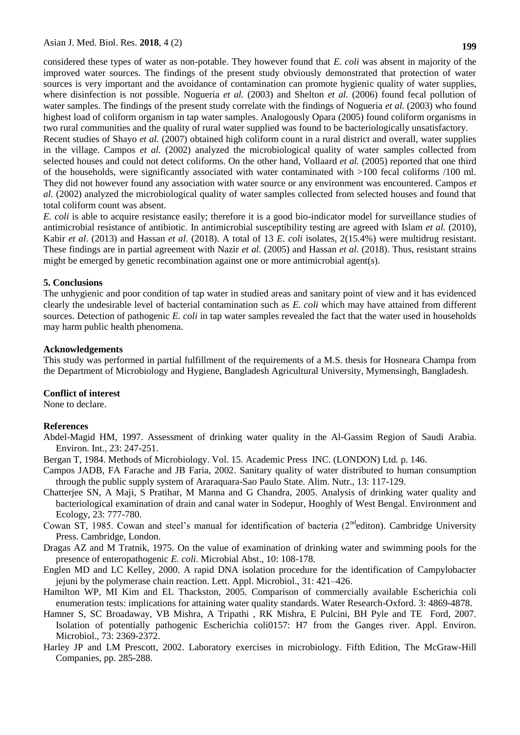considered these types of water as non-potable. They however found that *E. coli* was absent in majority of the improved water sources. The findings of the present study obviously demonstrated that protection of water sources is very important and the avoidance of contamination can promote hygienic quality of water supplies, where disinfection is not possible. Nogueria *et al.* (2003) and Shelton *et al.* (2006) found fecal pollution of water samples. The findings of the present study correlate with the findings of Nogueria *et al.* (2003) who found highest load of coliform organism in tap water samples. Analogously Opara (2005) found coliform organisms in two rural communities and the quality of rural water supplied was found to be bacteriologically unsatisfactory.

Recent studies of Shayo *et al.* (2007) obtained high coliform count in a rural district and overall, water supplies in the village. Campos *et al*. (2002) analyzed the microbiological quality of water samples collected from selected houses and could not detect coliforms. On the other hand, Vollaard *et al.* (2005) reported that one third of the households, were significantly associated with water contaminated with >100 fecal coliforms /100 ml. They did not however found any association with water source or any environment was encountered. Campos *et al.* (2002) analyzed the microbiological quality of water samples collected from selected houses and found that total coliform count was absent.

*E. coli* is able to acquire resistance easily; therefore it is a good bio-indicator model for surveillance studies of antimicrobial resistance of antibiotic. In antimicrobial susceptibility testing are agreed with Islam *et al.* (2010), Kabir *et al*. (2013) and Hassan *et al.* (2018). A total of 13 *E. coli* isolates, 2(15.4%) were multidrug resistant. These findings are in partial agreement with Nazir *et al.* (2005) and Hassan *et al.* (2018). Thus, resistant strains might be emerged by genetic recombination against one or more antimicrobial agent(s).

## 5. Conclusions

The unhygienic and poor condition of tap water in studied areas and sanitary point of view and it has evidenced clearly the undesirable level of bacterial contamination such as *E. coli* which may have attained from different sources. Detection of pathogenic *E. coli* in tap water samples revealed the fact that the water used in households may harm public health phenomena.

## Acknowledgements

This study was performed in partial fulfillment of the requirements of a M.S. thesis for Hosneara Champa from the Department of Microbiology and Hygiene, Bangladesh Agricultural University, Mymensingh, Bangladesh.

## Conflict of interest

None to declare.

## References

Abdel-Magid HM, 1997. Assessment of drinking water quality in the Al-Gassim Region of Saudi Arabia. Environ. Int., 23: 247-251.

Bergan T, 1984. Methods of Microbiology. Vol. 15. Academic Press INC. (LONDON) Ltd. p. 146.

Campos JADB, FA Farache and JB Faria, 2002. Sanitary quality of water distributed to human consumption through the public supply system of Araraquara-Sao Paulo State. Alim. Nutr., 13: 117-129.

Chatterjee SN, A Maji, S Pratihar, M Manna and G Chandra, 2005. Analysis of drinking water quality and bacteriological examination of drain and canal water in Sodepur, Hooghly of West Bengal. Environment and Ecology, 23: 777-780.

Cowan ST, 1985. Cowan and steel's manual for identification of bacteria (2nd editon). Cambridge University Press. Cambridge, London.

Dragas AZ and M Tratnik, 1975. On the value of examination of drinking water and swimming pools for the presence of enteropathogenic *E. coli*. Microbial Abst., 10: 108-178.

Englen MD and LC Kelley, 2000. A rapid DNA isolation procedure for the identification of Campylobacter jejuni by the polymerase chain reaction. Lett. Appl. Microbiol., 31: 421–426.

Hamilton WP, MI Kim and EL Thackston, 2005. Comparison of commercially available Escherichia coli enumeration tests: implications for attaining water quality standards. Water Research-Oxford. 3: 4869-4878.

Hamner S, SC Broadaway, VB Mishra, A Tripathi , RK Mishra, E Pulcini, BH Pyle and TE Ford, 2007. Isolation of potentially pathogenic Escherichia coli0157: H7 from the Ganges river. Appl. Environ. Microbiol., 73: 2369-2372.

Harley JP and LM Prescott, 2002. Laboratory exercises in microbiology. Fifth Edition, The McGraw-Hill Companies, pp. 285-288.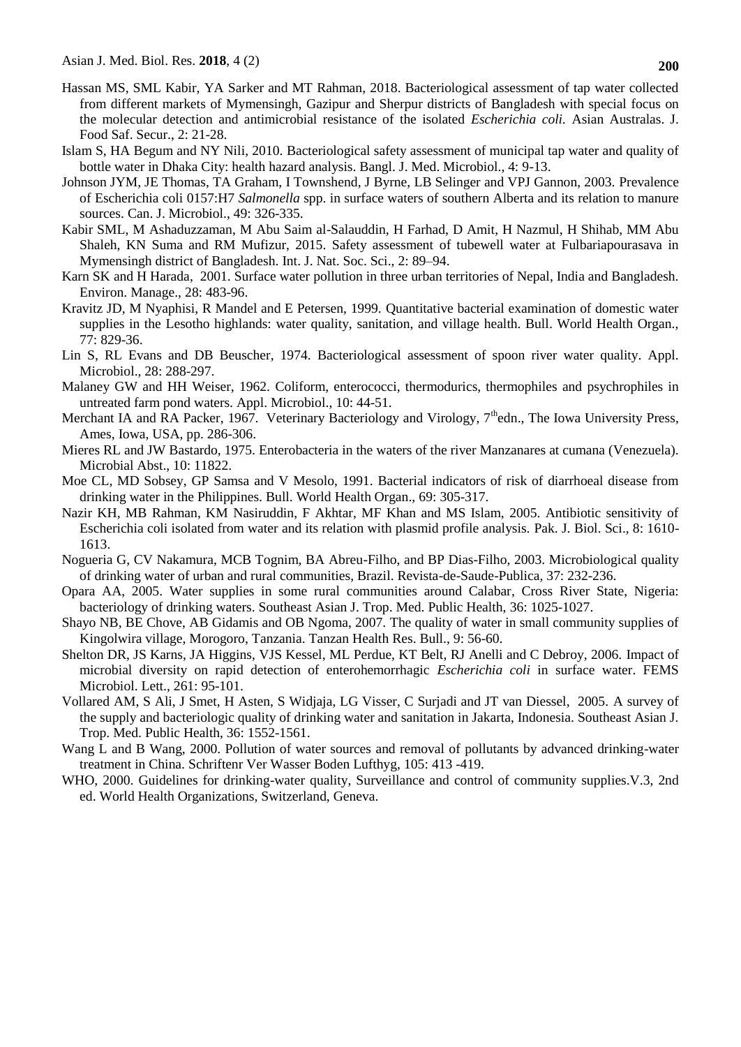Hassan MS, SML Kabir, YA Sarker and MT Rahman, 2018. Bacteriological assessment of tap water collected from different markets of Mymensingh, Gazipur and Sherpur districts of Bangladesh with special focus on the molecular detection and antimicrobial resistance of the isolated *Escherichia coli.* Asian Australas. J. Food Saf. Secur., 2: 21-28.

Islam S, HA Begum and NY Nili, 2010. Bacteriological safety assessment of municipal tap water and quality of bottle water in Dhaka City: health hazard analysis. Bangl. J. Med. Microbiol., 4: 9-13.

Johnson JYM, JE Thomas, TA Graham, I Townshend, J Byrne, LB Selinger and VPJ Gannon, 2003. Prevalence of Escherichia coli 0157:H7 *Salmonella* spp. in surface waters of southern Alberta and its relation to manure sources. Can. J. Microbiol., 49: 326-335.

Kabir SML, M Ashaduzzaman, M Abu Saim al-Salauddin, H Farhad, D Amit, H Nazmul, H Shihab, MM Abu Shaleh, KN Suma and RM Mufizur, 2015. Safety assessment of tubewell water at Fulbariapourasava in Mymensingh district of Bangladesh. Int. J. Nat. Soc. Sci., 2: 89–94.

Karn SK and H Harada, 2001. Surface water pollution in three urban territories of Nepal, India and Bangladesh. Environ. Manage., 28: 483-96.

Kravitz JD, M Nyaphisi, R Mandel and E Petersen, 1999. Quantitative bacterial examination of domestic water supplies in the Lesotho highlands: water quality, sanitation, and village health. Bull. World Health Organ., 77: 829-36.

Lin S, RL Evans and DB Beuscher, 1974. Bacteriological assessment of spoon river water quality. Appl. Microbiol., 28: 288-297.

Malaney GW and HH Weiser, 1962. Coliform, enterococci, thermodurics, thermophiles and psychrophiles in untreated farm pond waters. Appl. Microbiol., 10: 44-51.

Merchant IA and RA Packer, 1967. Veterinary Bacteriology and Virology, 7th edn., The Iowa University Press, Ames, Iowa, USA, pp. 286-306.

Mieres RL and JW Bastardo, 1975. Enterobacteria in the waters of the river Manzanares at cumana (Venezuela). Microbial Abst., 10: 11822.

Moe CL, MD Sobsey, GP Samsa and V Mesolo, 1991. Bacterial indicators of risk of diarrhoeal disease from drinking water in the Philippines. Bull. World Health Organ., 69: 305-317.

Nazir KH, MB Rahman, KM Nasiruddin, F Akhtar, MF Khan and MS Islam, 2005. Antibiotic sensitivity of Escherichia coli isolated from water and its relation with plasmid profile analysis. Pak. J. Biol. Sci., 8: 1610-1613.

Nogueria G, CV Nakamura, MCB Tognim, BA Abreu-Filho, and BP Dias-Filho, 2003. Microbiological quality of drinking water of urban and rural communities, Brazil. Revista-de-Saude-Publica, 37: 232-236.

Opara AA, 2005. Water supplies in some rural communities around Calabar, Cross River State, Nigeria: bacteriology of drinking waters. Southeast Asian J. Trop. Med. Public Health, 36: 1025-1027.

Shayo NB, BE Chove, AB Gidamis and OB Ngoma, 2007. The quality of water in small community supplies of Kingolwira village, Morogoro, Tanzania. Tanzan Health Res. Bull., 9: 56-60.

Shelton DR, JS Karns, JA Higgins, VJS Kessel, ML Perdue, KT Belt, RJ Anelli and C Debroy, 2006. Impact of microbial diversity on rapid detection of enterohemorrhagic *Escherichia coli* in surface water. FEMS Microbiol. Lett., 261: 95-101.

Vollared AM, S Ali, J Smet, H Asten, S Widjaja, LG Visser, C Surjadi and JT van Diessel, 2005. A survey of the supply and bacteriologic quality of drinking water and sanitation in Jakarta, Indonesia. Southeast Asian J. Trop. Med. Public Health, 36: 1552-1561.

Wang L and B Wang, 2000. Pollution of water sources and removal of pollutants by advanced drinking-water treatment in China. Schriftenr Ver Wasser Boden Lufthyg, 105: 413 -419.

WHO, 2000. Guidelines for drinking-water quality, Surveillance and control of community supplies.V.3, 2nd ed. World Health Organizations, Switzerland, Geneva.